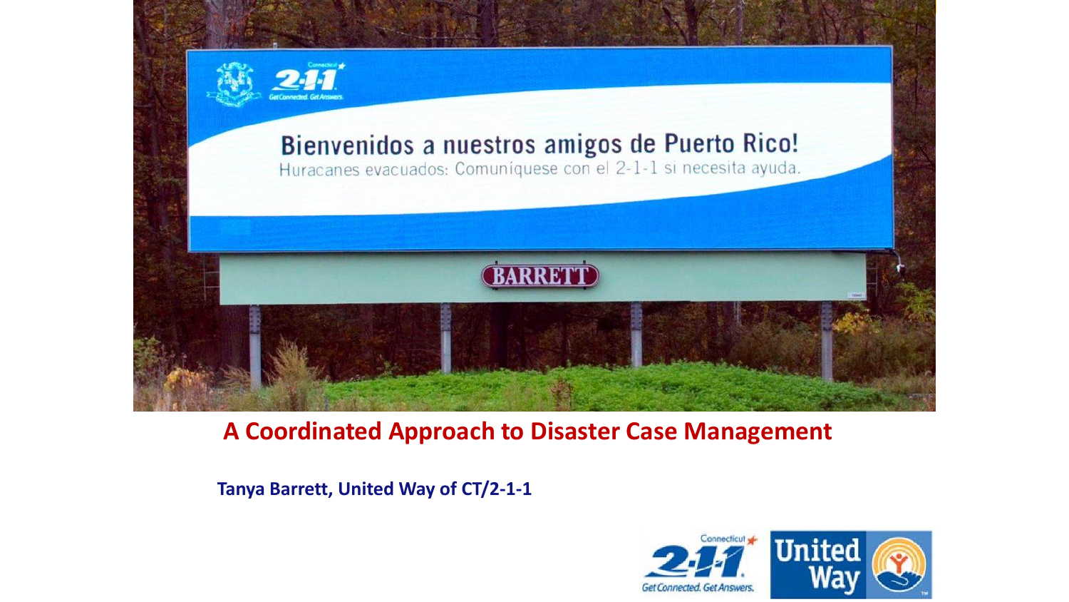# A Coordinated Approach to Disaster Case Management

**Tanya Barrett, United Way of CT/2-1-1**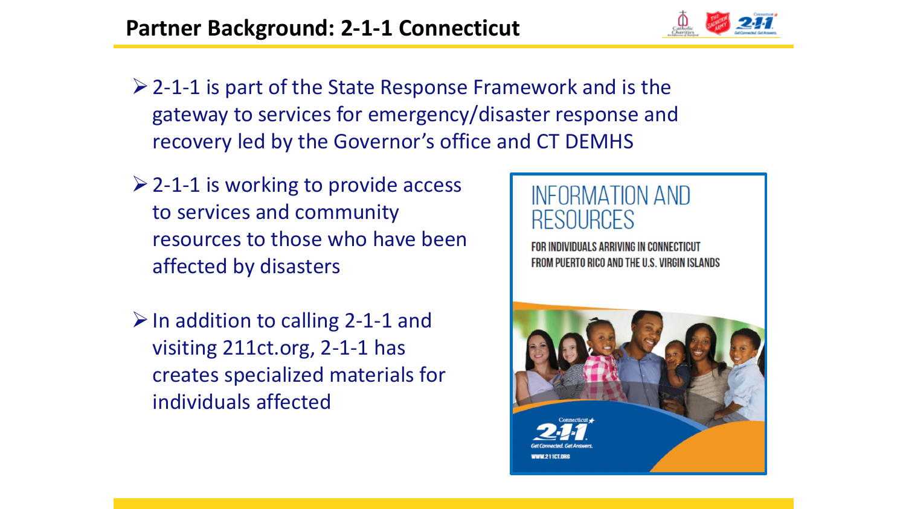## Partner Background: 2-1-1 Connecticut

- 2-1-1 is part of the State Response Framework and is the gateway to services for emergency/disaster response and recovery led by the Governor's office and CT DEMHS
- 2-1-1 is working to provide access to services and community resources to those who have been affected by disasters
- In addition to calling 2-1-1 and visiting 211ct.org, 2-1-1 has creates specialized materials for individuals affected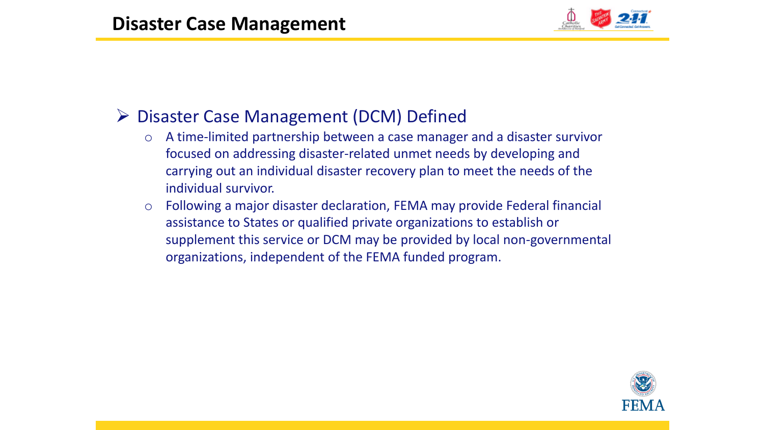# Disaster Case Management

- Disaster Case Management (DCM) Defined
  - A time-limited partnership between a case manager and a disaster survivor focused on addressing disaster-related unmet needs by developing and carrying out an individual disaster recovery plan to meet the needs of the individual survivor.
  - Following a major disaster declaration, FEMA may provide Federal financial assistance to States or qualified private organizations to establish or supplement this service or DCM may be provided by local non-governmental organizations, independent of the FEMA funded program.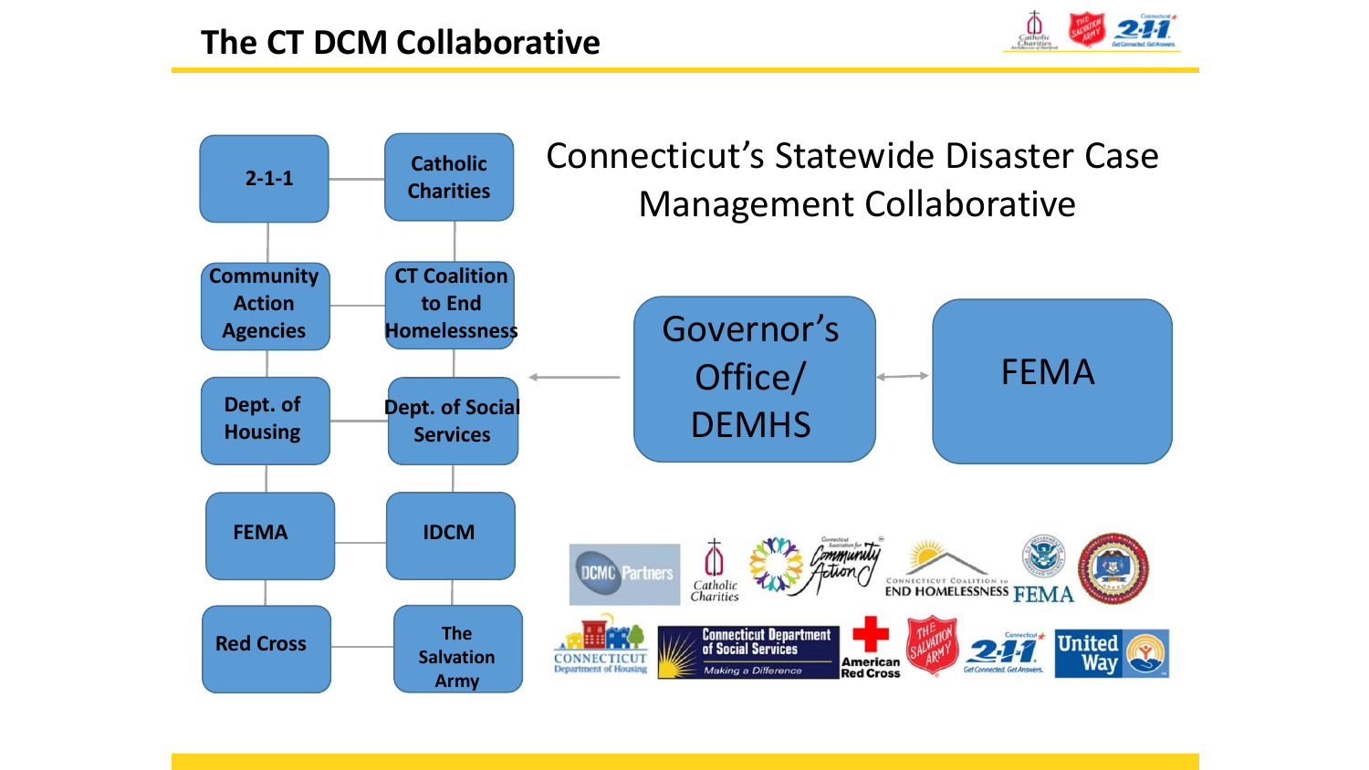# The CT DCM Collaborative

Connecticut's Statewide Disaster Case Management Collaborative

- 2-1-1
- Catholic Charities
- Community Action Agencies
- CT Coalition to End Homelessness
- Dept. of Housing
- Dept. of Social Services
- FEMA
- IDCM
- Red Cross
- The Salvation Army

Governor's Office/ DEMHS

FEMA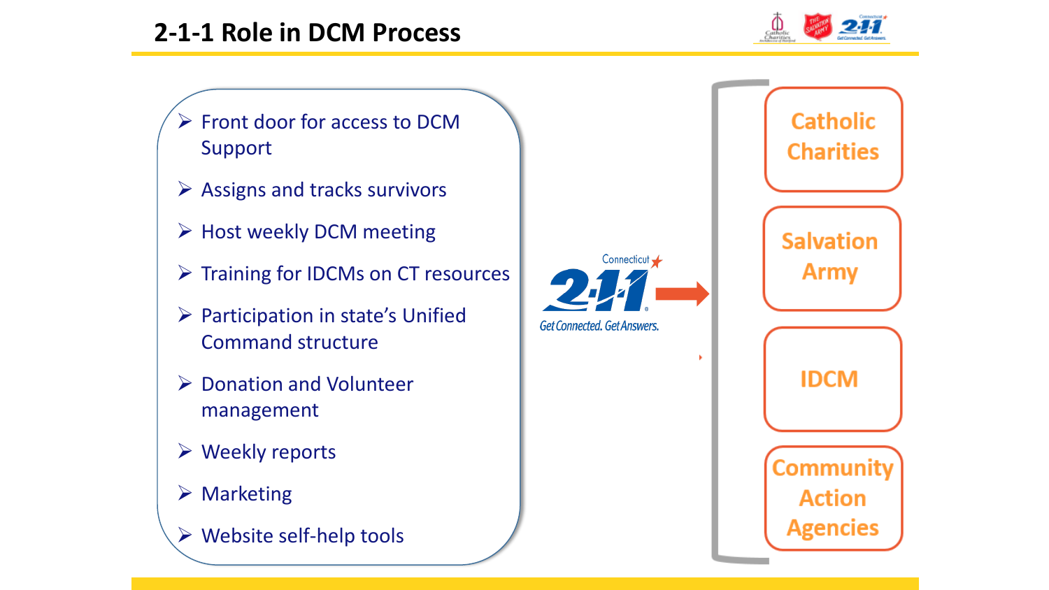## 2-1-1 Role in DCM Process

- Front door for access to DCM Support
- Assigns and tracks survivors
- Host weekly DCM meeting
- Training for IDCMs on CT resources
- Participation in state's Unified Command structure
- Donation and Volunteer management
- Weekly reports
- Marketing
- Website self-help tools

Connecticut 2-1-1 Get Connected. Get Answers. →

- Catholic Charities
- Salvation Army
- IDCM
- Community Action Agencies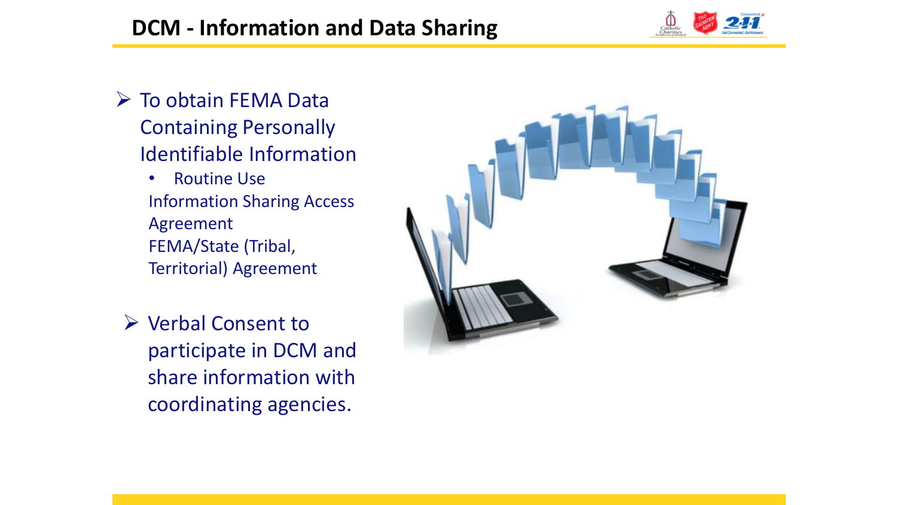# DCM - Information and Data Sharing

- To obtain FEMA Data Containing Personally Identifiable Information
  - Routine Use
    Information Sharing Access Agreement
    FEMA/State (Tribal, Territorial) Agreement

- Verbal Consent to participate in DCM and share information with coordinating agencies.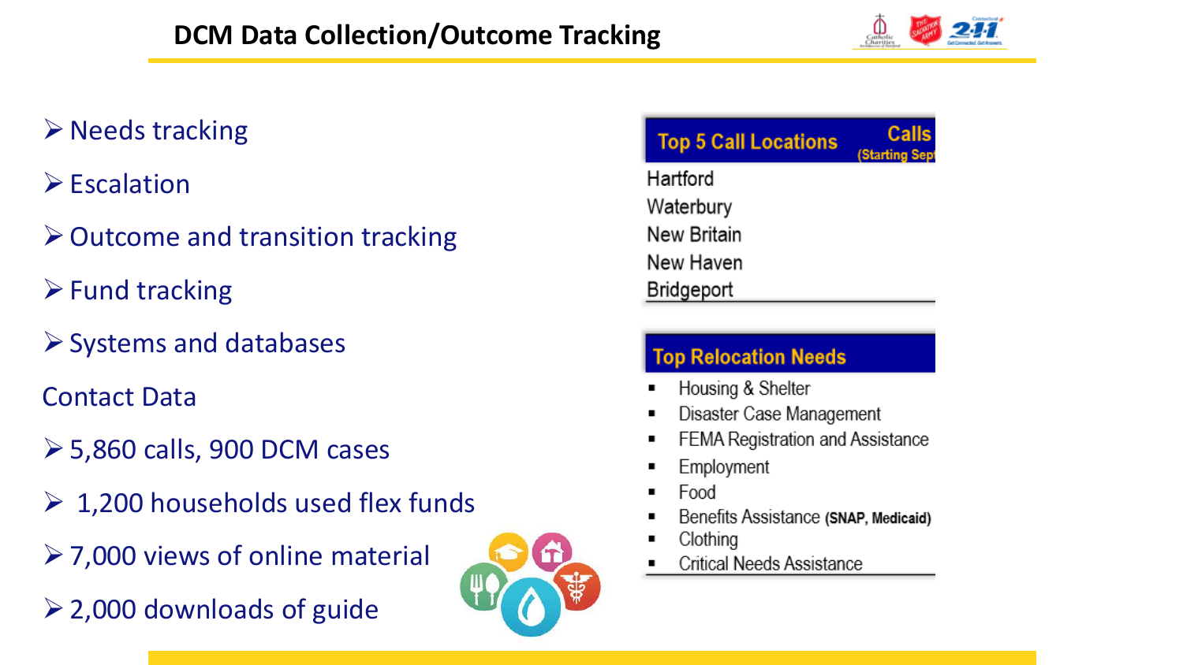# DCM Data Collection/Outcome Tracking

- Needs tracking
- Escalation
- Outcome and transition tracking
- Fund tracking
- Systems and databases

Contact Data

- 5,860 calls, 900 DCM cases
- 1,200 households used flex funds
- 7,000 views of online material
- 2,000 downloads of guide

| Top 5 Call Locations | Calls (Starting Sept |
| --- | --- |
| Hartford | |
| Waterbury | |
| New Britain | |
| New Haven | |
| Bridgeport | |

**Top Relocation Needs**

- Housing & Shelter
- Disaster Case Management
- FEMA Registration and Assistance
- Employment
- Food
- Benefits Assistance **(SNAP, Medicaid)**
- Clothing
- Critical Needs Assistance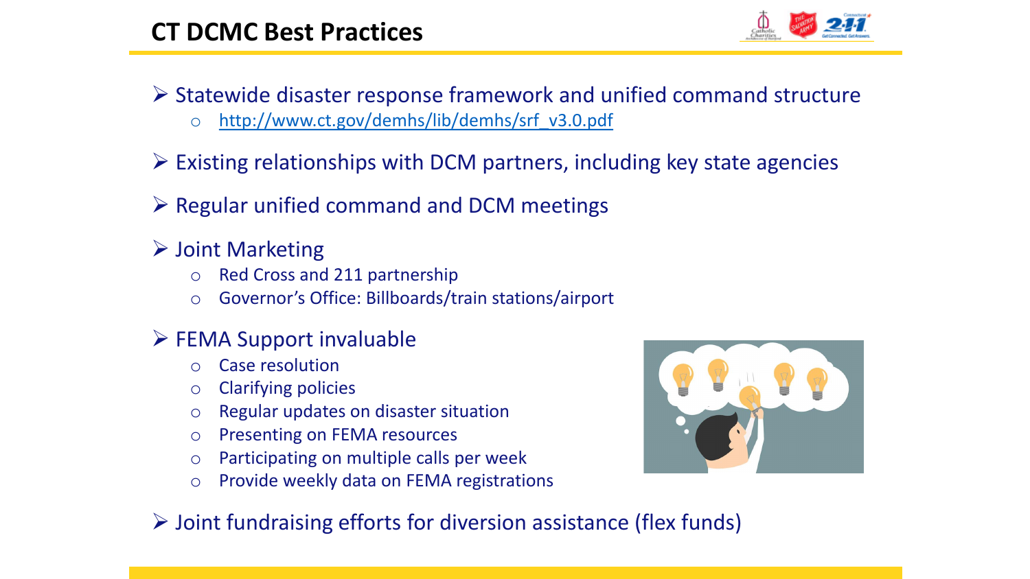# CT DCMC Best Practices

- Statewide disaster response framework and unified command structure
  - http://www.ct.gov/demhs/lib/demhs/srf_v3.0.pdf
- Existing relationships with DCM partners, including key state agencies
- Regular unified command and DCM meetings
- Joint Marketing
  - Red Cross and 211 partnership
  - Governor's Office: Billboards/train stations/airport
- FEMA Support invaluable
  - Case resolution
  - Clarifying policies
  - Regular updates on disaster situation
  - Presenting on FEMA resources
  - Participating on multiple calls per week
  - Provide weekly data on FEMA registrations
- Joint fundraising efforts for diversion assistance (flex funds)